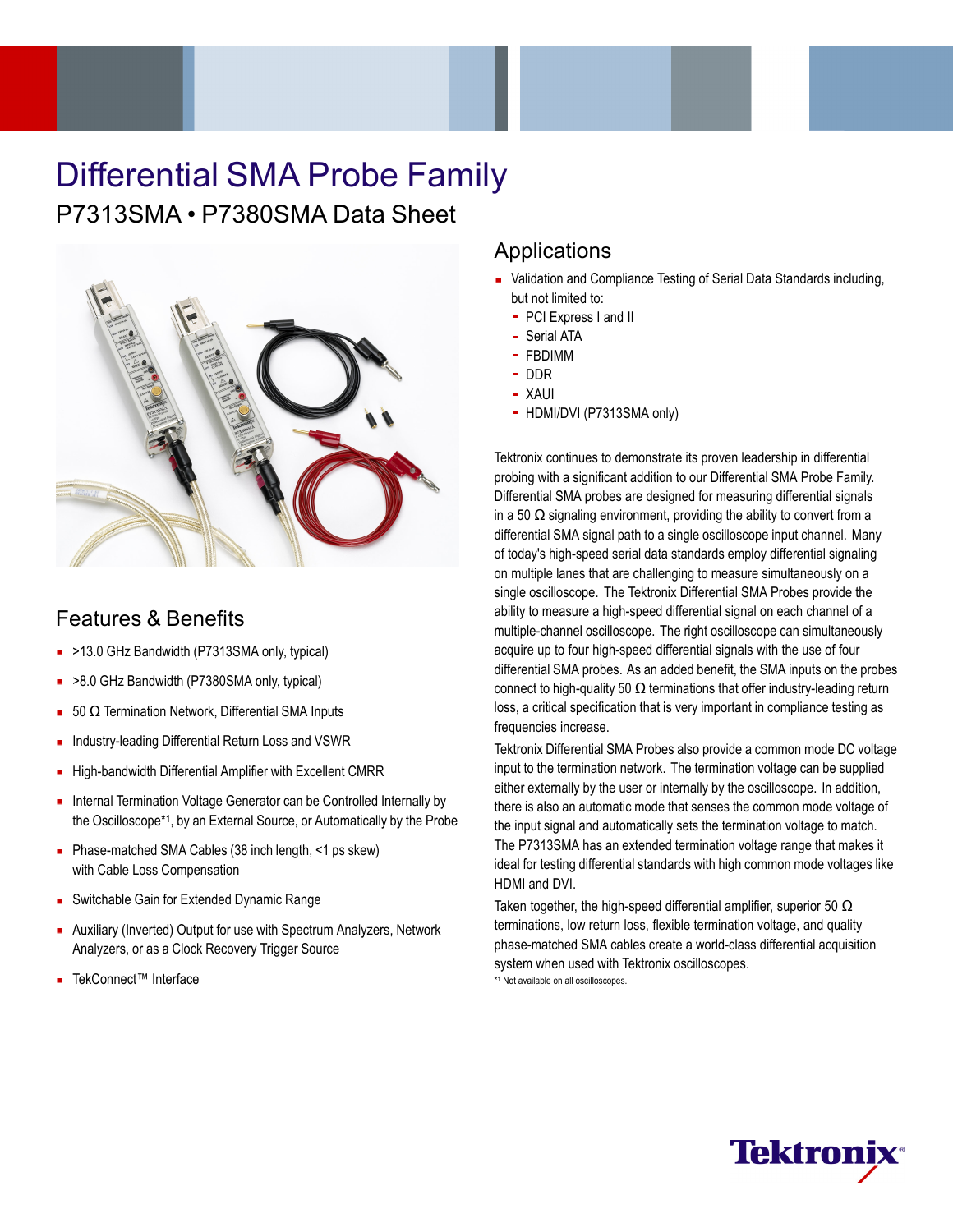# Differential SMA Probe Family

## P7313SMA • P7380SMA Data Sheet

## Features & Benefits

- >13.0 GHz Bandwidth (P7313SMA only, typical)
- >8.0 GHz Bandwidth (P7380SMA only, typical)
- 50 Ω Termination Network, Differential SMA Inputs
- Industry-leading Differential Return Loss and VSWR
- High-bandwidth Differential Amplifier with Excellent CMRR
- Internal Termination Voltage Generator can be Controlled Internally by the Oscilloscope*[1], by an External Source, or Automatically by the Probe
- Phase-matched SMA Cables (38 inch length, <1 ps skew) with Cable Loss Compensation
- Switchable Gain for Extended Dynamic Range
- Auxiliary (Inverted) Output for use with Spectrum Analyzers, Network Analyzers, or as a Clock Recovery Trigger Source
- TekConnect™ Interface

## Applications

- Validation and Compliance Testing of Serial Data Standards including, but not limited to:
  - PCI Express I and II
  - Serial ATA
  - FBDIMM
  - DDR
  - XAUI
  - HDMI/DVI (P7313SMA only)

Tektronix continues to demonstrate its proven leadership in differential probing with a significant addition to our Differential SMA Probe Family. Differential SMA probes are designed for measuring differential signals in a 50 Ω signaling environment, providing the ability to convert from a differential SMA signal path to a single oscilloscope input channel. Many of today's high-speed serial data standards employ differential signaling on multiple lanes that are challenging to measure simultaneously on a single oscilloscope. The Tektronix Differential SMA Probes provide the ability to measure a high-speed differential signal on each channel of a multiple-channel oscilloscope. The right oscilloscope can simultaneously acquire up to four high-speed differential signals with the use of four differential SMA probes. As an added benefit, the SMA inputs on the probes connect to high-quality 50 Ω terminations that offer industry-leading return loss, a critical specification that is very important in compliance testing as frequencies increase.

Tektronix Differential SMA Probes also provide a common mode DC voltage input to the termination network. The termination voltage can be supplied either externally by the user or internally by the oscilloscope. In addition, there is also an automatic mode that senses the common mode voltage of the input signal and automatically sets the termination voltage to match. The P7313SMA has an extended termination voltage range that makes it ideal for testing differential standards with high common mode voltages like HDMI and DVI.

Taken together, the high-speed differential amplifier, superior 50 Ω terminations, low return loss, flexible termination voltage, and quality phase-matched SMA cables create a world-class differential acquisition system when used with Tektronix oscilloscopes.

*[1] Not available on all oscilloscopes.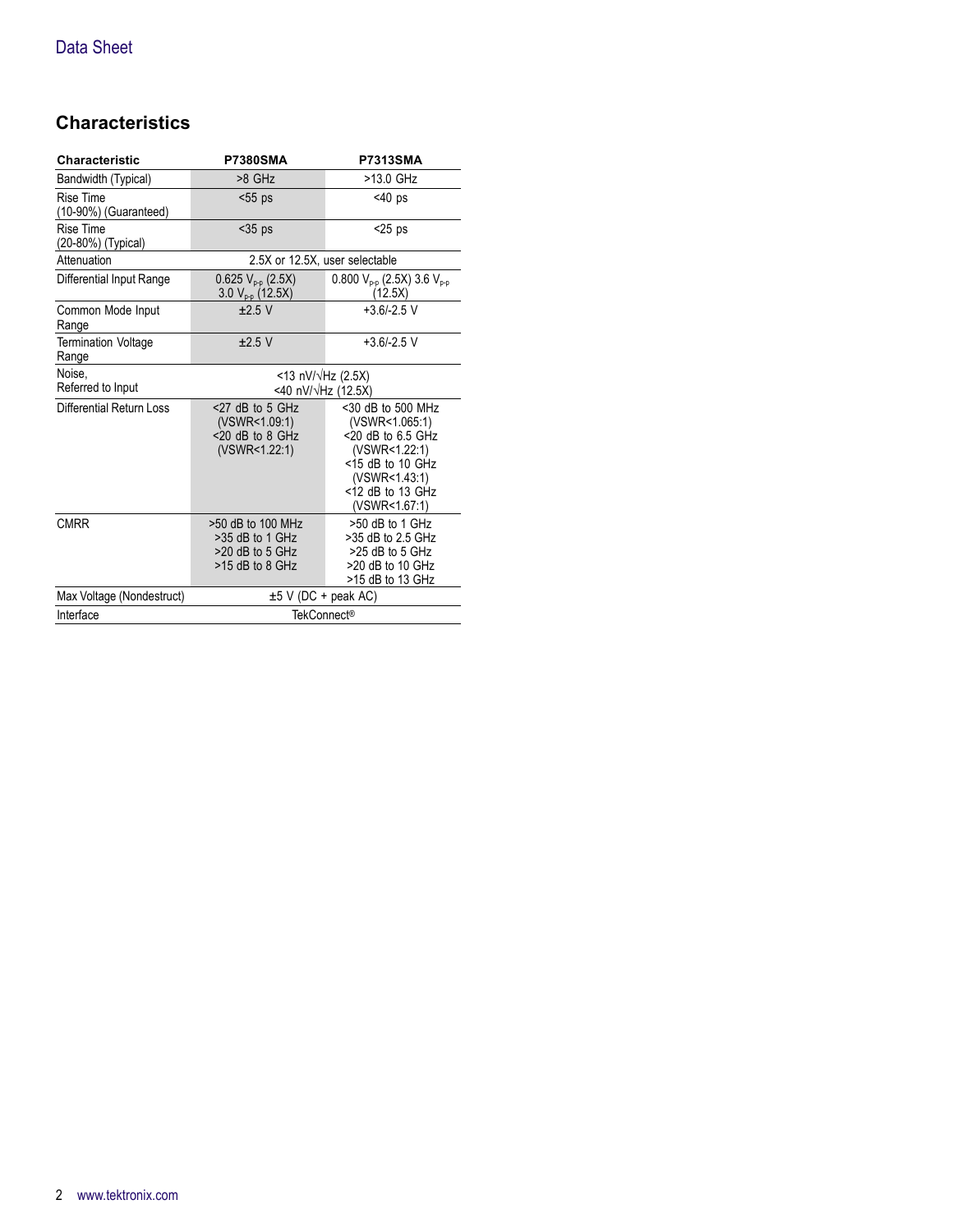## Characteristics

| Characteristic | P7380SMA | P7313SMA |
|---|---|---|
| Bandwidth (Typical) | >8 GHz | >13.0 GHz |
| Rise Time (10-90%) (Guaranteed) | <55 ps | <40 ps |
| Rise Time (20-80%) (Typical) | <35 ps | <25 ps |
| Attenuation | 2.5X or 12.5X, user selectable | |
| Differential Input Range | 0.625 $V_{p-p}$ (2.5X) 3.0 $V_{p-p}$ (12.5X) | 0.800 $V_{p-p}$ (2.5X) 3.6 $V_{p-p}$ (12.5X) |
| Common Mode Input Range | ±2.5 V | +3.6/-2.5 V |
| Termination Voltage Range | ±2.5 V | +3.6/-2.5 V |
| Noise, Referred to Input | <13 nV/√Hz (2.5X) <40 nV/√Hz (12.5X) | |
| Differential Return Loss | <27 dB to 5 GHz (VSWR<1.09:1) <20 dB to 8 GHz (VSWR<1.22:1) | <30 dB to 500 MHz (VSWR<1.065:1) <20 dB to 6.5 GHz (VSWR<1.22:1) <15 dB to 10 GHz (VSWR<1.43:1) <12 dB to 13 GHz (VSWR<1.67:1) |
| CMRR | >50 dB to 100 MHz >35 dB to 1 GHz >20 dB to 5 GHz >15 dB to 8 GHz | >50 dB to 1 GHz >35 dB to 2.5 GHz >25 dB to 5 GHz >20 dB to 10 GHz >15 dB to 13 GHz |
| Max Voltage (Nondestruct) | ±5 V (DC + peak AC) | |
| Interface | TekConnect® | |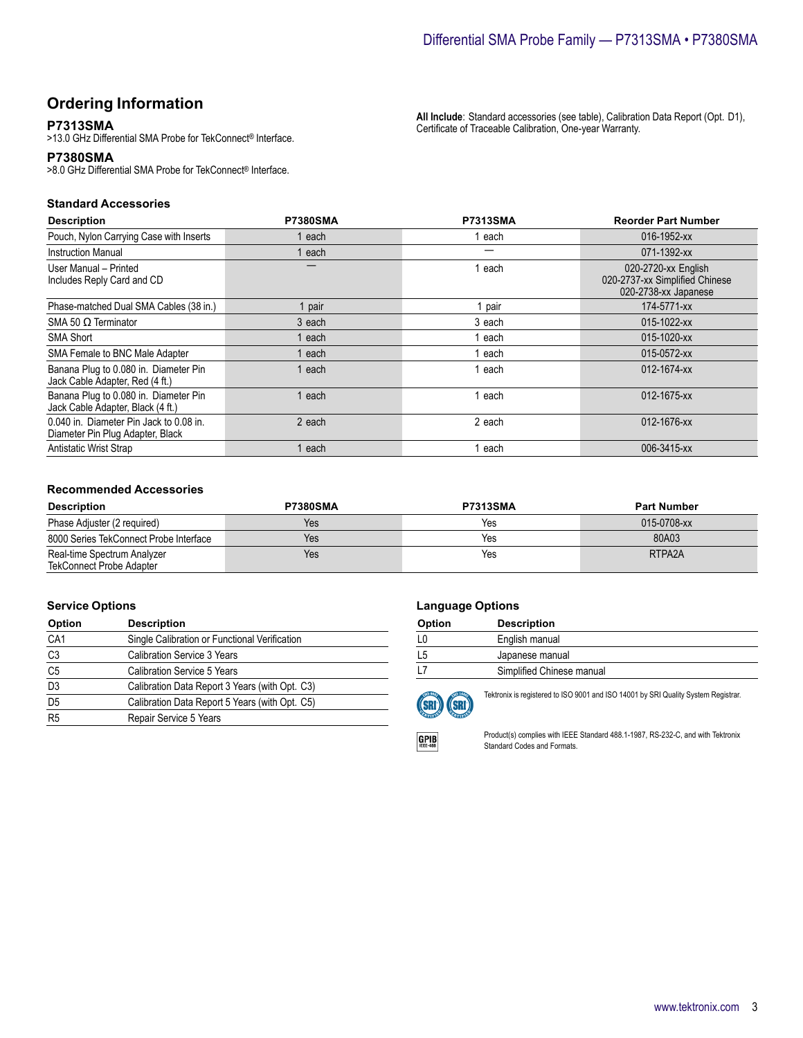## Ordering Information

### P7313SMA

>13.0 GHz Differential SMA Probe for TekConnect® Interface.

### P7380SMA

>8.0 GHz Differential SMA Probe for TekConnect® Interface.

**All Include**: Standard accessories (see table), Calibration Data Report (Opt. D1), Certificate of Traceable Calibration, One-year Warranty.

### Standard Accessories

| Description | P7380SMA | P7313SMA | Reorder Part Number |
|---|---|---|---|
| Pouch, Nylon Carrying Case with Inserts | 1 each | 1 each | 016-1952-xx |
| Instruction Manual | 1 each | — | 071-1392-xx |
| User Manual – Printed<br>Includes Reply Card and CD | — | 1 each | 020-2720-xx English<br>020-2737-xx Simplified Chinese<br>020-2738-xx Japanese |
| Phase-matched Dual SMA Cables (38 in.) | 1 pair | 1 pair | 174-5771-xx |
| SMA 50 Ω Terminator | 3 each | 3 each | 015-1022-xx |
| SMA Short | 1 each | 1 each | 015-1020-xx |
| SMA Female to BNC Male Adapter | 1 each | 1 each | 015-0572-xx |
| Banana Plug to 0.080 in. Diameter Pin Jack Cable Adapter, Red (4 ft.) | 1 each | 1 each | 012-1674-xx |
| Banana Plug to 0.080 in. Diameter Pin Jack Cable Adapter, Black (4 ft.) | 1 each | 1 each | 012-1675-xx |
| 0.040 in. Diameter Pin Jack to 0.08 in. Diameter Pin Plug Adapter, Black | 2 each | 2 each | 012-1676-xx |
| Antistatic Wrist Strap | 1 each | 1 each | 006-3415-xx |

### Recommended Accessories

| Description | P7380SMA | P7313SMA | Part Number |
|---|---|---|---|
| Phase Adjuster (2 required) | Yes | Yes | 015-0708-xx |
| 8000 Series TekConnect Probe Interface | Yes | Yes | 80A03 |
| Real-time Spectrum Analyzer TekConnect Probe Adapter | Yes | Yes | RTPA2A |

### Service Options

| Option | Description |
|---|---|
| CA1 | Single Calibration or Functional Verification |
| C3 | Calibration Service 3 Years |
| C5 | Calibration Service 5 Years |
| D3 | Calibration Data Report 3 Years (with Opt. C3) |
| D5 | Calibration Data Report 5 Years (with Opt. C5) |
| R5 | Repair Service 5 Years |

### Language Options

| Option | Description |
|---|---|
| L0 | English manual |
| L5 | Japanese manual |
| L7 | Simplified Chinese manual |

Tektronix is registered to ISO 9001 and ISO 14001 by SRI Quality System Registrar.

Product(s) complies with IEEE Standard 488.1-1987, RS-232-C, and with Tektronix Standard Codes and Formats.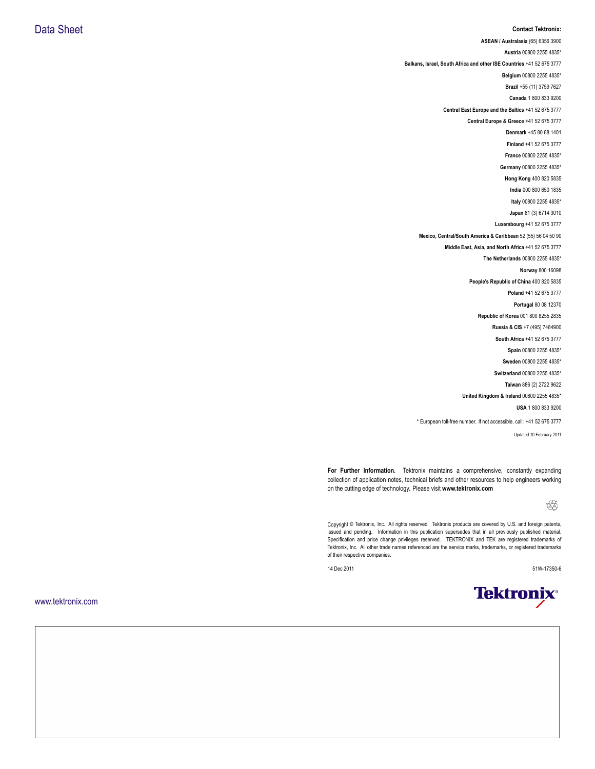**Contact Tektronix:**

**ASEAN / Australasia** (65) 6356 3900

**Austria** 00800 2255 4835*

**Balkans, Israel, South Africa and other ISE Countries** +41 52 675 3777

**Belgium** 00800 2255 4835*

**Brazil** +55 (11) 3759 7627

**Canada** 1 800 833 9200

**Central East Europe and the Baltics** +41 52 675 3777

**Central Europe & Greece** +41 52 675 3777

**Denmark** +45 80 88 1401

**Finland** +41 52 675 3777

**France** 00800 2255 4835*

**Germany** 00800 2255 4835*

**Hong Kong** 400 820 5835

**India** 000 800 650 1835

**Italy** 00800 2255 4835*

**Japan** 81 (3) 6714 3010

**Luxembourg** +41 52 675 3777

**Mexico, Central/South America & Caribbean** 52 (55) 56 04 50 90

**Middle East, Asia, and North Africa** +41 52 675 3777

**The Netherlands** 00800 2255 4835*

**Norway** 800 16098

**People's Republic of China** 400 820 5835

**Poland** +41 52 675 3777

**Portugal** 80 08 12370

**Republic of Korea** 001 800 8255 2835

**Russia & CIS** +7 (495) 7484900

**South Africa** +41 52 675 3777

**Spain** 00800 2255 4835*

**Sweden** 00800 2255 4835*

**Switzerland** 00800 2255 4835*

**Taiwan** 886 (2) 2722 9622

**United Kingdom & Ireland** 00800 2255 4835*

**USA** 1 800 833 9200

* European toll-free number. If not accessible, call: +41 52 675 3777

Updated 10 February 2011

**For Further Information.** Tektronix maintains a comprehensive, constantly expanding collection of application notes, technical briefs and other resources to help engineers working on the cutting edge of technology. Please visit **www.tektronix.com**

Copyright © Tektronix, Inc. All rights reserved. Tektronix products are covered by U.S. and foreign patents, issued and pending. Information in this publication supersedes that in all previously published material. Specification and price change privileges reserved. TEKTRONIX and TEK are registered trademarks of Tektronix, Inc. All other trade names referenced are the service marks, trademarks, or registered trademarks of their respective companies.

14 Dec 2011

51W-17350-6

Tektronix®

www.tektronix.com